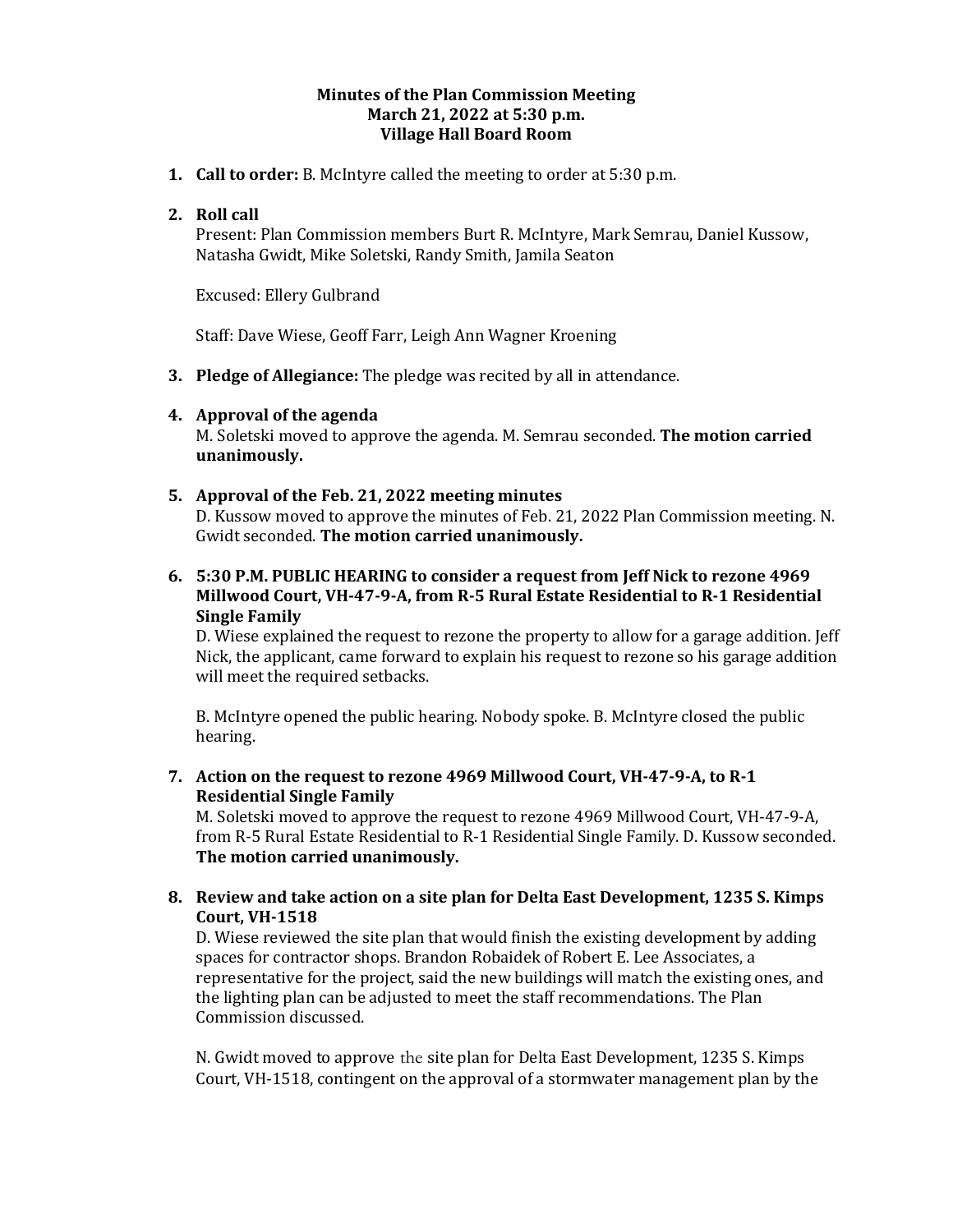**Minutes of the Plan Commission Meeting**
**March 21, 2022 at 5:30 p.m.**
**Village Hall Board Room**

1. **Call to order:** B. McIntyre called the meeting to order at 5:30 p.m.

2. **Roll call**
   Present: Plan Commission members Burt R. McIntyre, Mark Semrau, Daniel Kussow, Natasha Gwidt, Mike Soletski, Randy Smith, Jamila Seaton

   Excused: Ellery Gulbrand

   Staff: Dave Wiese, Geoff Farr, Leigh Ann Wagner Kroening

3. **Pledge of Allegiance:** The pledge was recited by all in attendance.

4. **Approval of the agenda**
   M. Soletski moved to approve the agenda. M. Semrau seconded. **The motion carried unanimously.**

5. **Approval of the Feb. 21, 2022 meeting minutes**
   D. Kussow moved to approve the minutes of Feb. 21, 2022 Plan Commission meeting. N. Gwidt seconded. **The motion carried unanimously.**

6. **5:30 P.M. PUBLIC HEARING to consider a request from Jeff Nick to rezone 4969 Millwood Court, VH-47-9-A, from R-5 Rural Estate Residential to R-1 Residential Single Family**
   D. Wiese explained the request to rezone the property to allow for a garage addition. Jeff Nick, the applicant, came forward to explain his request to rezone so his garage addition will meet the required setbacks.

   B. McIntyre opened the public hearing. Nobody spoke. B. McIntyre closed the public hearing.

7. **Action on the request to rezone 4969 Millwood Court, VH-47-9-A, to R-1 Residential Single Family**
   M. Soletski moved to approve the request to rezone 4969 Millwood Court, VH-47-9-A, from R-5 Rural Estate Residential to R-1 Residential Single Family. D. Kussow seconded. **The motion carried unanimously.**

8. **Review and take action on a site plan for Delta East Development, 1235 S. Kimps Court, VH-1518**
   D. Wiese reviewed the site plan that would finish the existing development by adding spaces for contractor shops. Brandon Robaidek of Robert E. Lee Associates, a representative for the project, said the new buildings will match the existing ones, and the lighting plan can be adjusted to meet the staff recommendations. The Plan Commission discussed.

   N. Gwidt moved to approve the site plan for Delta East Development, 1235 S. Kimps Court, VH-1518, contingent on the approval of a stormwater management plan by the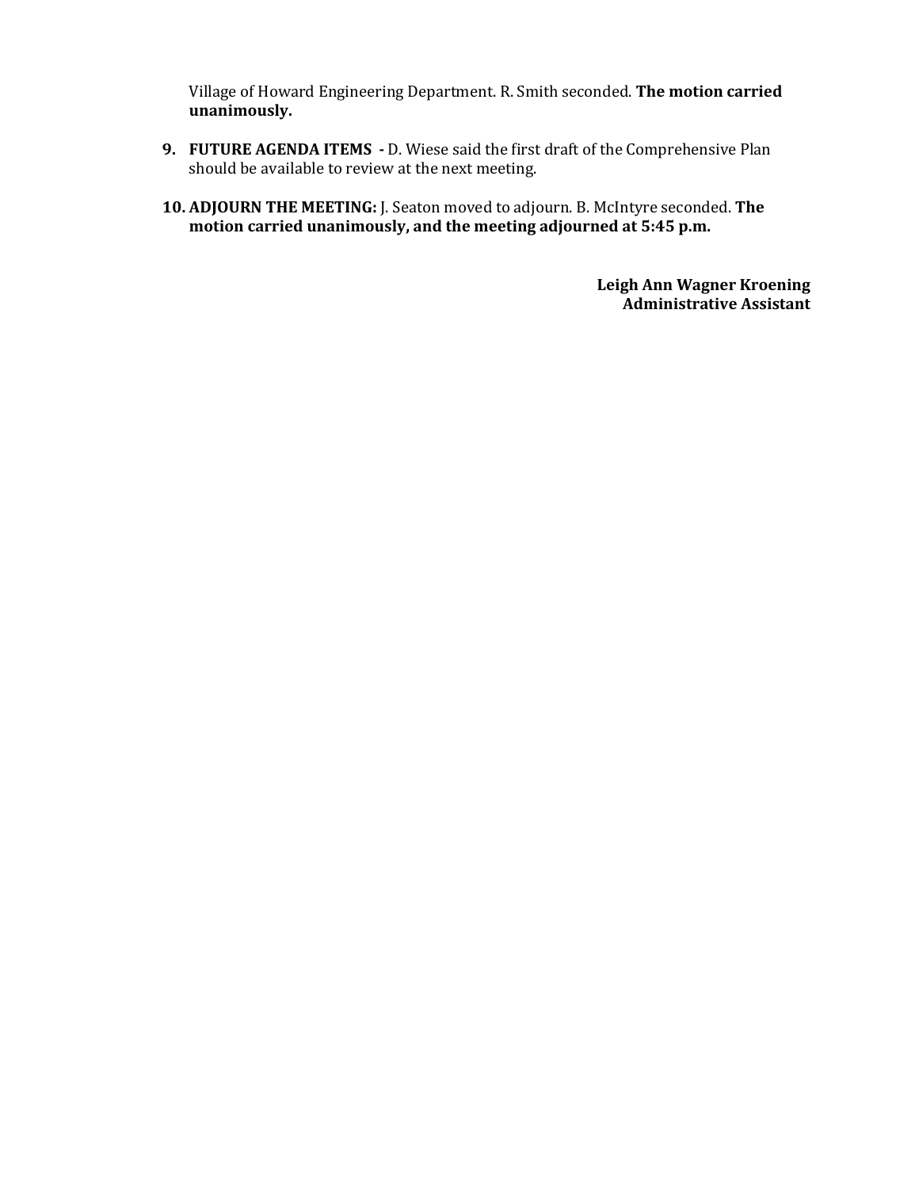Village of Howard Engineering Department. R. Smith seconded. **The motion carried unanimously.**

9. **FUTURE AGENDA ITEMS -** D. Wiese said the first draft of the Comprehensive Plan should be available to review at the next meeting.

10. **ADJOURN THE MEETING:** J. Seaton moved to adjourn. B. McIntyre seconded. **The motion carried unanimously, and the meeting adjourned at 5:45 p.m.**

**Leigh Ann Wagner Kroening**
**Administrative Assistant**